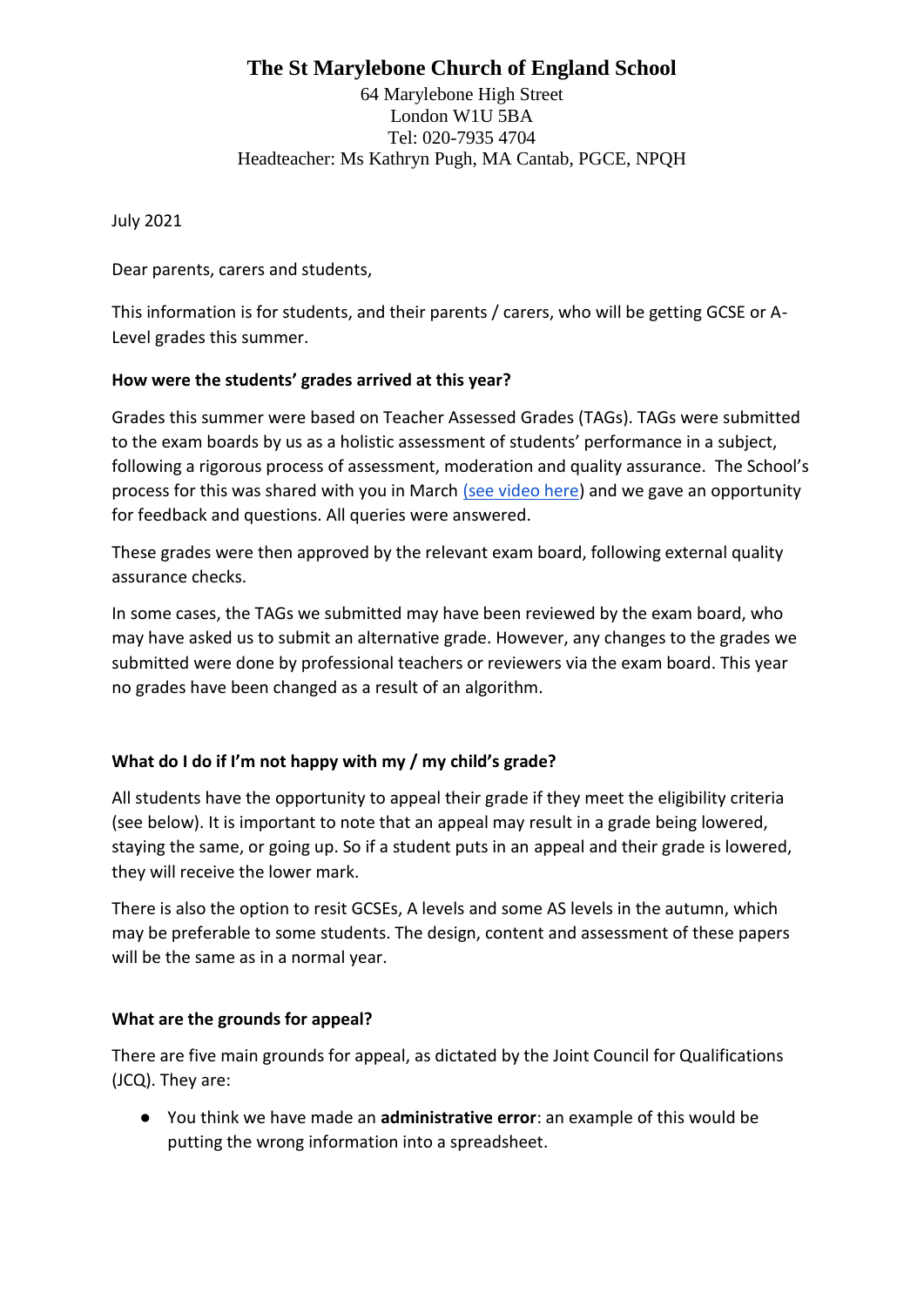# The St Marylebone Church of England School

64 Marylebone High Street
London W1U 5BA
Tel: 020-7935 4704
Headteacher: Ms Kathryn Pugh, MA Cantab, PGCE, NPQH

July 2021

Dear parents, carers and students,

This information is for students, and their parents / carers, who will be getting GCSE or A-Level grades this summer.

**How were the students' grades arrived at this year?**

Grades this summer were based on Teacher Assessed Grades (TAGs). TAGs were submitted to the exam boards by us as a holistic assessment of students' performance in a subject, following a rigorous process of assessment, moderation and quality assurance. The School's process for this was shared with you in March (see video here) and we gave an opportunity for feedback and questions. All queries were answered.

These grades were then approved by the relevant exam board, following external quality assurance checks.

In some cases, the TAGs we submitted may have been reviewed by the exam board, who may have asked us to submit an alternative grade. However, any changes to the grades we submitted were done by professional teachers or reviewers via the exam board. This year no grades have been changed as a result of an algorithm.

**What do I do if I'm not happy with my / my child's grade?**

All students have the opportunity to appeal their grade if they meet the eligibility criteria (see below). It is important to note that an appeal may result in a grade being lowered, staying the same, or going up. So if a student puts in an appeal and their grade is lowered, they will receive the lower mark.

There is also the option to resit GCSEs, A levels and some AS levels in the autumn, which may be preferable to some students. The design, content and assessment of these papers will be the same as in a normal year.

**What are the grounds for appeal?**

There are five main grounds for appeal, as dictated by the Joint Council for Qualifications (JCQ). They are:

- You think we have made an **administrative error**: an example of this would be putting the wrong information into a spreadsheet.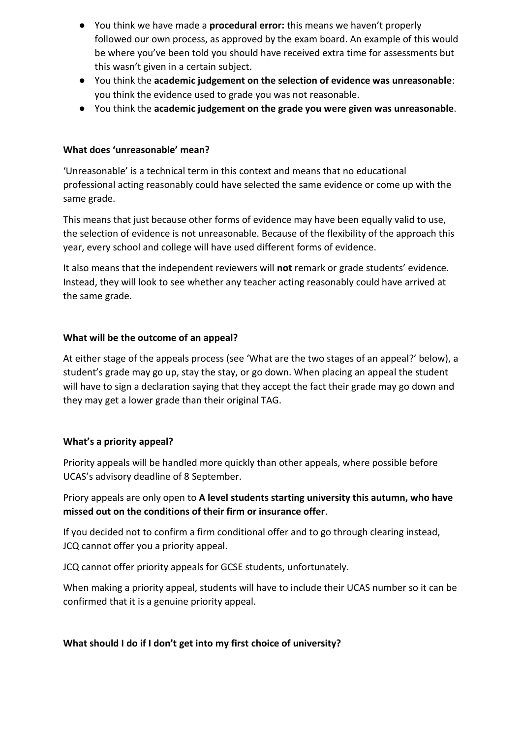- You think we have made a **procedural error:** this means we haven't properly followed our own process, as approved by the exam board. An example of this would be where you've been told you should have received extra time for assessments but this wasn't given in a certain subject.
- You think the **academic judgement on the selection of evidence was unreasonable**: you think the evidence used to grade you was not reasonable.
- You think the **academic judgement on the grade you were given was unreasonable**.

**What does 'unreasonable' mean?**

'Unreasonable' is a technical term in this context and means that no educational professional acting reasonably could have selected the same evidence or come up with the same grade.

This means that just because other forms of evidence may have been equally valid to use, the selection of evidence is not unreasonable. Because of the flexibility of the approach this year, every school and college will have used different forms of evidence.

It also means that the independent reviewers will **not** remark or grade students' evidence. Instead, they will look to see whether any teacher acting reasonably could have arrived at the same grade.

**What will be the outcome of an appeal?**

At either stage of the appeals process (see 'What are the two stages of an appeal?' below), a student's grade may go up, stay the stay, or go down. When placing an appeal the student will have to sign a declaration saying that they accept the fact their grade may go down and they may get a lower grade than their original TAG.

**What's a priority appeal?**

Priority appeals will be handled more quickly than other appeals, where possible before UCAS's advisory deadline of 8 September.

Priory appeals are only open to **A level students starting university this autumn, who have missed out on the conditions of their firm or insurance offer**.

If you decided not to confirm a firm conditional offer and to go through clearing instead, JCQ cannot offer you a priority appeal.

JCQ cannot offer priority appeals for GCSE students, unfortunately.

When making a priority appeal, students will have to include their UCAS number so it can be confirmed that it is a genuine priority appeal.

**What should I do if I don't get into my first choice of university?**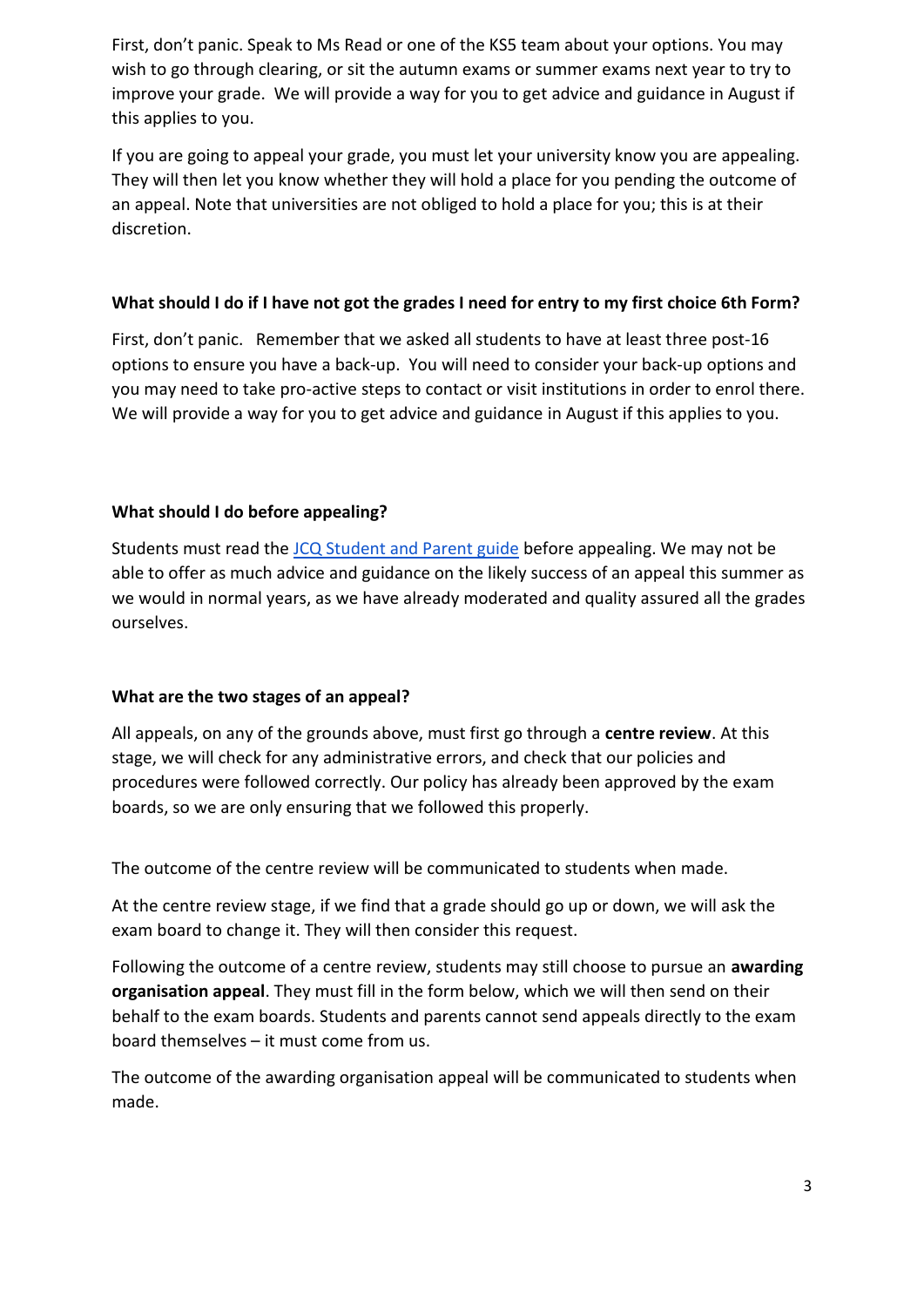First, don't panic. Speak to Ms Read or one of the KS5 team about your options. You may wish to go through clearing, or sit the autumn exams or summer exams next year to try to improve your grade. We will provide a way for you to get advice and guidance in August if this applies to you.

If you are going to appeal your grade, you must let your university know you are appealing. They will then let you know whether they will hold a place for you pending the outcome of an appeal. Note that universities are not obliged to hold a place for you; this is at their discretion.

**What should I do if I have not got the grades I need for entry to my first choice 6th Form?**

First, don't panic. Remember that we asked all students to have at least three post-16 options to ensure you have a back-up. You will need to consider your back-up options and you may need to take pro-active steps to contact or visit institutions in order to enrol there. We will provide a way for you to get advice and guidance in August if this applies to you.

**What should I do before appealing?**

Students must read the JCQ Student and Parent guide before appealing. We may not be able to offer as much advice and guidance on the likely success of an appeal this summer as we would in normal years, as we have already moderated and quality assured all the grades ourselves.

**What are the two stages of an appeal?**

All appeals, on any of the grounds above, must first go through a **centre review**. At this stage, we will check for any administrative errors, and check that our policies and procedures were followed correctly. Our policy has already been approved by the exam boards, so we are only ensuring that we followed this properly.

The outcome of the centre review will be communicated to students when made.

At the centre review stage, if we find that a grade should go up or down, we will ask the exam board to change it. They will then consider this request.

Following the outcome of a centre review, students may still choose to pursue an **awarding organisation appeal**. They must fill in the form below, which we will then send on their behalf to the exam boards. Students and parents cannot send appeals directly to the exam board themselves – it must come from us.

The outcome of the awarding organisation appeal will be communicated to students when made.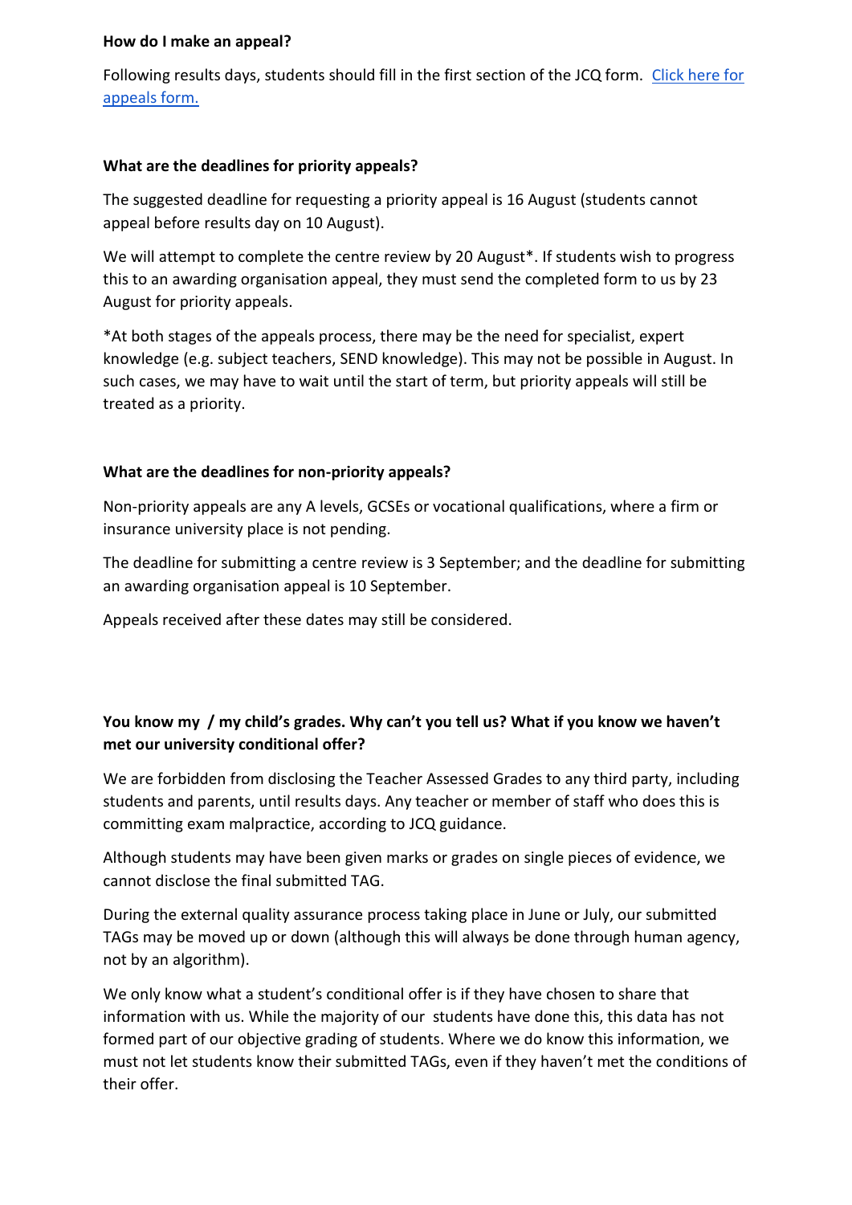**How do I make an appeal?**

Following results days, students should fill in the first section of the JCQ form. [Click here for appeals form.]()

**What are the deadlines for priority appeals?**

The suggested deadline for requesting a priority appeal is 16 August (students cannot appeal before results day on 10 August).

We will attempt to complete the centre review by 20 August*. If students wish to progress this to an awarding organisation appeal, they must send the completed form to us by 23 August for priority appeals.

*At both stages of the appeals process, there may be the need for specialist, expert knowledge (e.g. subject teachers, SEND knowledge). This may not be possible in August. In such cases, we may have to wait until the start of term, but priority appeals will still be treated as a priority.

**What are the deadlines for non-priority appeals?**

Non-priority appeals are any A levels, GCSEs or vocational qualifications, where a firm or insurance university place is not pending.

The deadline for submitting a centre review is 3 September; and the deadline for submitting an awarding organisation appeal is 10 September.

Appeals received after these dates may still be considered.

**You know my / my child's grades. Why can't you tell us? What if you know we haven't met our university conditional offer?**

We are forbidden from disclosing the Teacher Assessed Grades to any third party, including students and parents, until results days. Any teacher or member of staff who does this is committing exam malpractice, according to JCQ guidance.

Although students may have been given marks or grades on single pieces of evidence, we cannot disclose the final submitted TAG.

During the external quality assurance process taking place in June or July, our submitted TAGs may be moved up or down (although this will always be done through human agency, not by an algorithm).

We only know what a student's conditional offer is if they have chosen to share that information with us. While the majority of our students have done this, this data has not formed part of our objective grading of students. Where we do know this information, we must not let students know their submitted TAGs, even if they haven't met the conditions of their offer.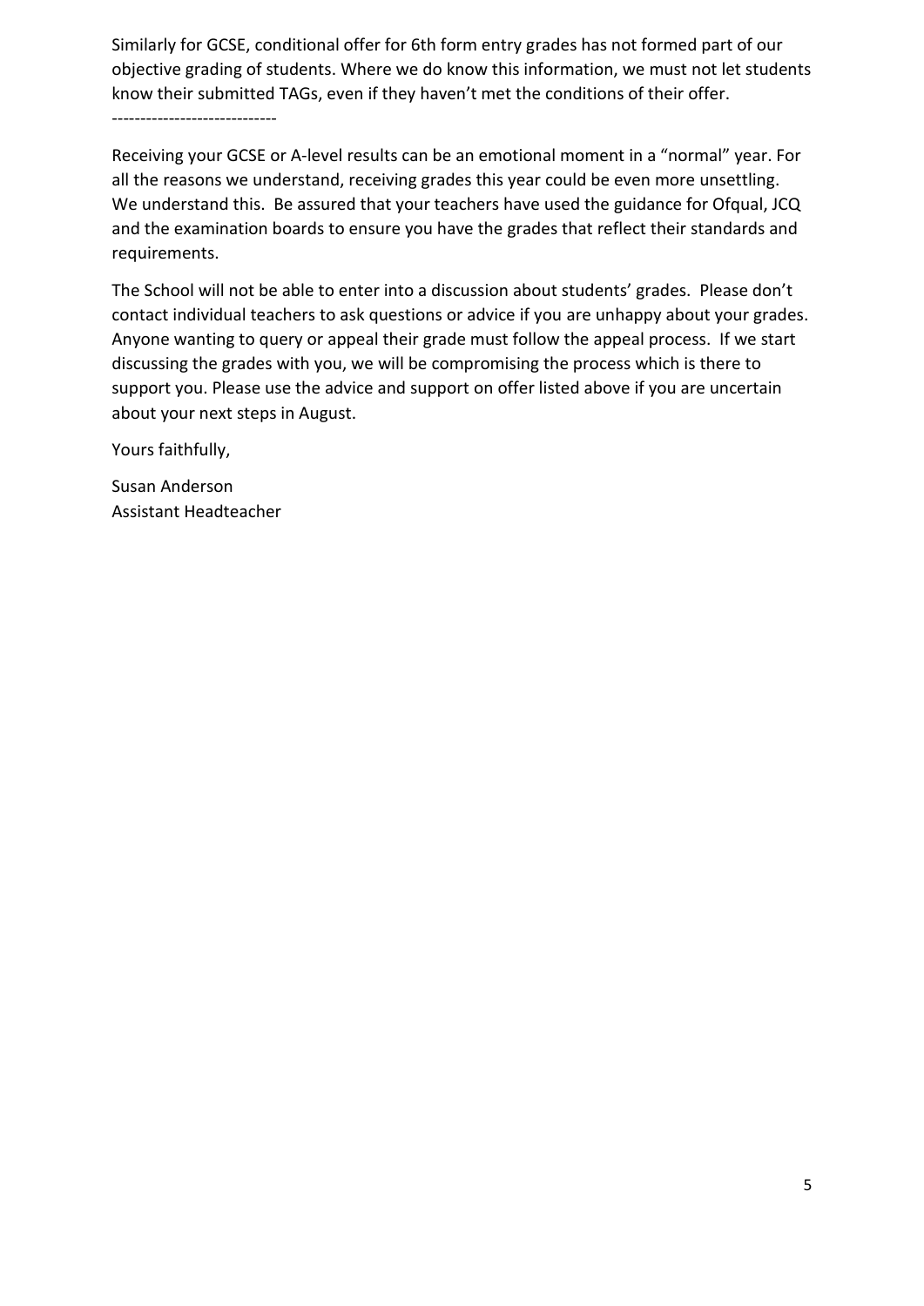Similarly for GCSE, conditional offer for 6th form entry grades has not formed part of our objective grading of students. Where we do know this information, we must not let students know their submitted TAGs, even if they haven't met the conditions of their offer.

-----------------------------

Receiving your GCSE or A-level results can be an emotional moment in a "normal" year. For all the reasons we understand, receiving grades this year could be even more unsettling. We understand this. Be assured that your teachers have used the guidance for Ofqual, JCQ and the examination boards to ensure you have the grades that reflect their standards and requirements.

The School will not be able to enter into a discussion about students' grades. Please don't contact individual teachers to ask questions or advice if you are unhappy about your grades. Anyone wanting to query or appeal their grade must follow the appeal process. If we start discussing the grades with you, we will be compromising the process which is there to support you. Please use the advice and support on offer listed above if you are uncertain about your next steps in August.

Yours faithfully,

Susan Anderson
Assistant Headteacher